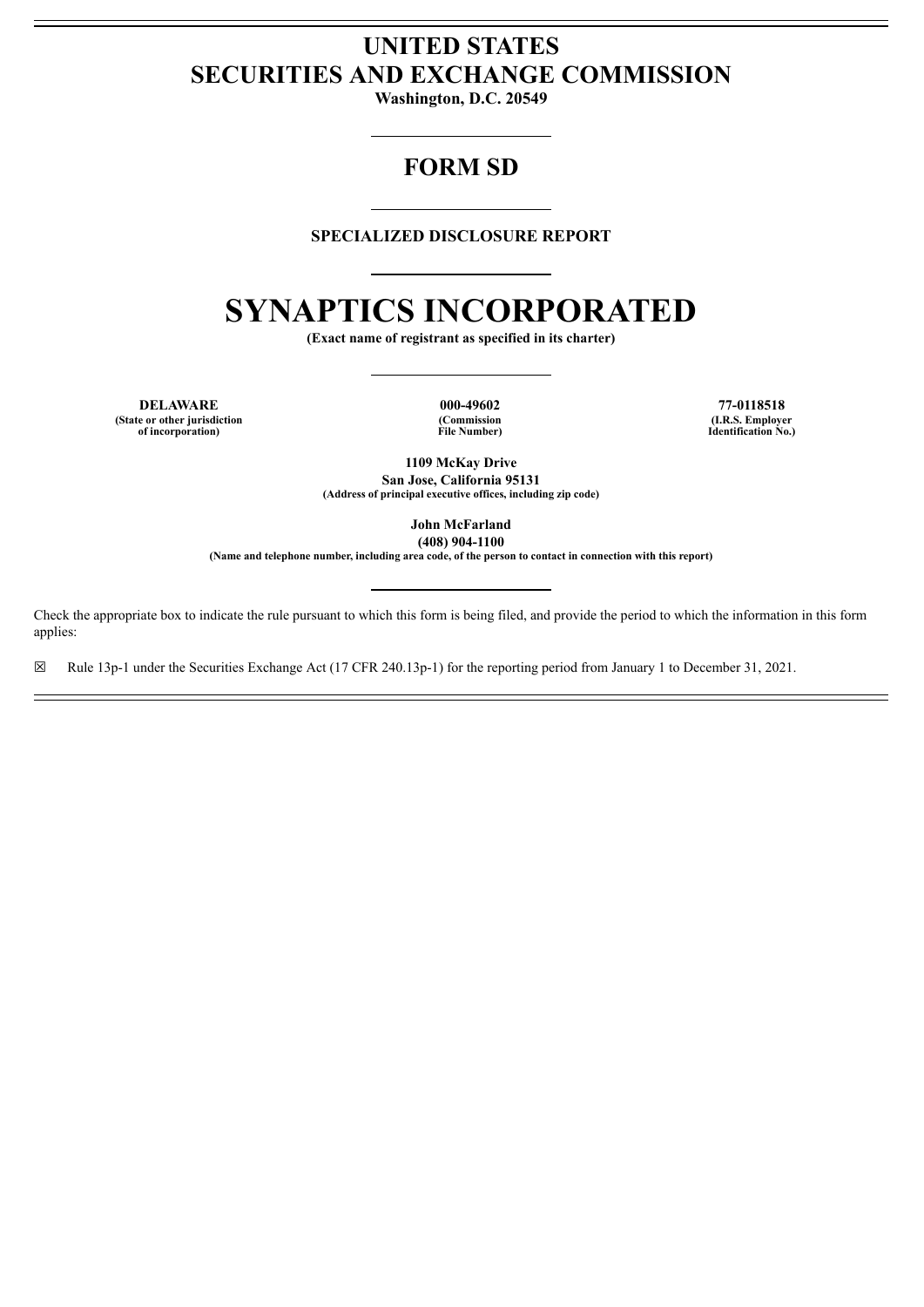# UNITED STATES
# SECURITIES AND EXCHANGE COMMISSION

**Washington, D.C. 20549**

---

## FORM SD

---

**SPECIALIZED DISCLOSURE REPORT**

---

# SYNAPTICS INCORPORATED

**(Exact name of registrant as specified in its charter)**

---

| **DELAWARE** | **000-49602** | **77-0118518** |
|---|---|---|
| **(State or other jurisdiction of incorporation)** | **(Commission File Number)** | **(I.R.S. Employer Identification No.)** |

**1109 McKay Drive**
**San Jose, California 95131**
**(Address of principal executive offices, including zip code)**

**John McFarland**
**(408) 904-1100**
**(Name and telephone number, including area code, of the person to contact in connection with this report)**

---

Check the appropriate box to indicate the rule pursuant to which this form is being filed, and provide the period to which the information in this form applies:

☒ Rule 13p-1 under the Securities Exchange Act (17 CFR 240.13p-1) for the reporting period from January 1 to December 31, 2021.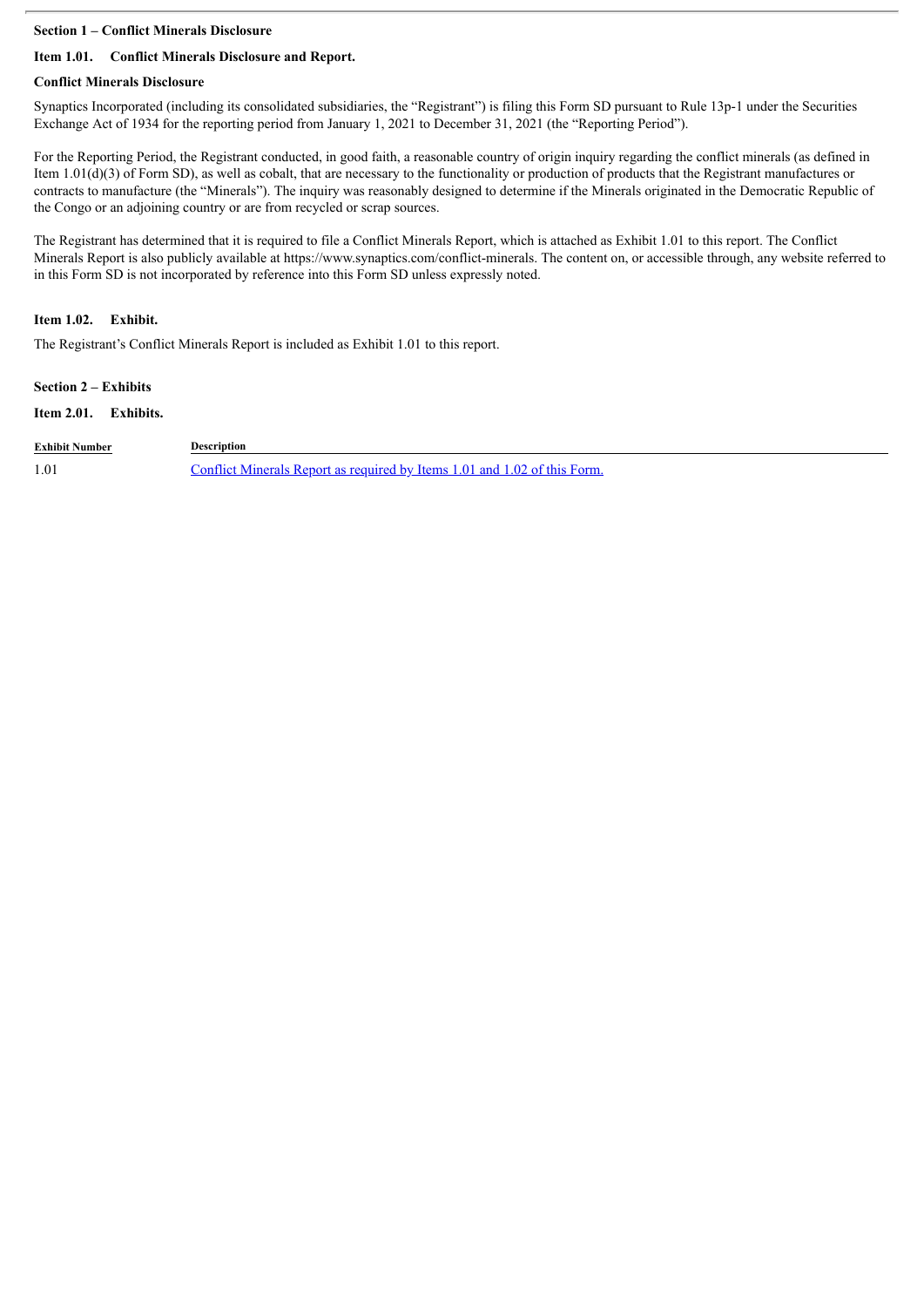**Section 1 – Conflict Minerals Disclosure**

**Item 1.01. Conflict Minerals Disclosure and Report.**

**Conflict Minerals Disclosure**

Synaptics Incorporated (including its consolidated subsidiaries, the "Registrant") is filing this Form SD pursuant to Rule 13p-1 under the Securities Exchange Act of 1934 for the reporting period from January 1, 2021 to December 31, 2021 (the "Reporting Period").

For the Reporting Period, the Registrant conducted, in good faith, a reasonable country of origin inquiry regarding the conflict minerals (as defined in Item 1.01(d)(3) of Form SD), as well as cobalt, that are necessary to the functionality or production of products that the Registrant manufactures or contracts to manufacture (the "Minerals"). The inquiry was reasonably designed to determine if the Minerals originated in the Democratic Republic of the Congo or an adjoining country or are from recycled or scrap sources.

The Registrant has determined that it is required to file a Conflict Minerals Report, which is attached as Exhibit 1.01 to this report. The Conflict Minerals Report is also publicly available at https://www.synaptics.com/conflict-minerals. The content on, or accessible through, any website referred to in this Form SD is not incorporated by reference into this Form SD unless expressly noted.

**Item 1.02. Exhibit.**

The Registrant's Conflict Minerals Report is included as Exhibit 1.01 to this report.

**Section 2 – Exhibits**

**Item 2.01. Exhibits.**

| Exhibit Number | Description |
| --- | --- |
| 1.01 | Conflict Minerals Report as required by Items 1.01 and 1.02 of this Form. |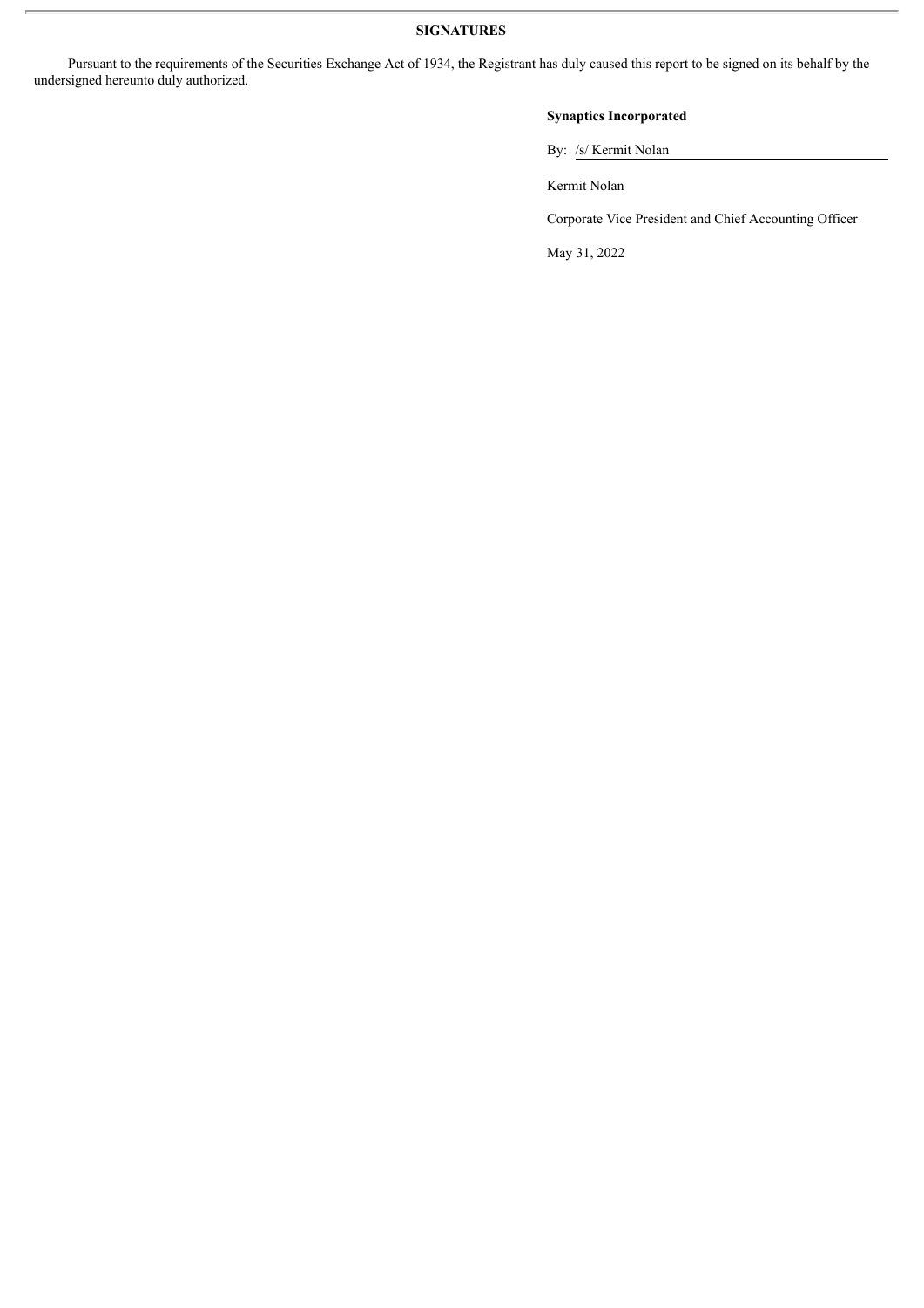**SIGNATURES**

Pursuant to the requirements of the Securities Exchange Act of 1934, the Registrant has duly caused this report to be signed on its behalf by the undersigned hereunto duly authorized.

**Synaptics Incorporated**

By: /s/ Kermit Nolan

Kermit Nolan

Corporate Vice President and Chief Accounting Officer

May 31, 2022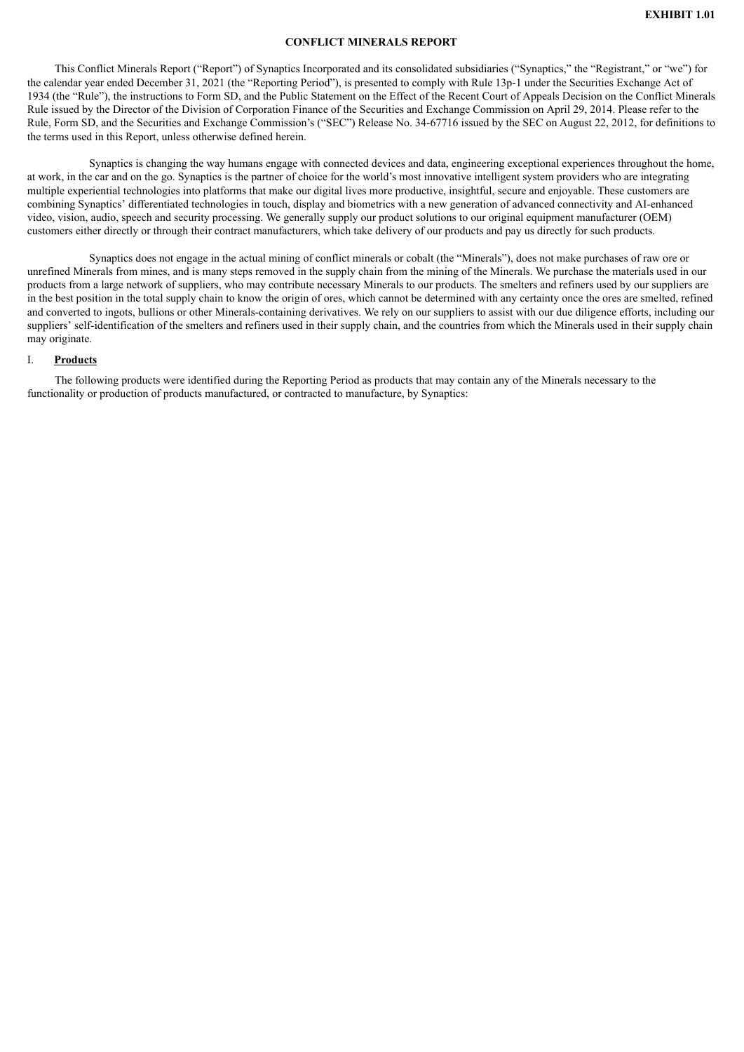**EXHIBIT 1.01**

# CONFLICT MINERALS REPORT

This Conflict Minerals Report ("Report") of Synaptics Incorporated and its consolidated subsidiaries ("Synaptics," the "Registrant," or "we") for the calendar year ended December 31, 2021 (the "Reporting Period"), is presented to comply with Rule 13p-1 under the Securities Exchange Act of 1934 (the "Rule"), the instructions to Form SD, and the Public Statement on the Effect of the Recent Court of Appeals Decision on the Conflict Minerals Rule issued by the Director of the Division of Corporation Finance of the Securities and Exchange Commission on April 29, 2014. Please refer to the Rule, Form SD, and the Securities and Exchange Commission's ("SEC") Release No. 34-67716 issued by the SEC on August 22, 2012, for definitions to the terms used in this Report, unless otherwise defined herein.

Synaptics is changing the way humans engage with connected devices and data, engineering exceptional experiences throughout the home, at work, in the car and on the go. Synaptics is the partner of choice for the world's most innovative intelligent system providers who are integrating multiple experiential technologies into platforms that make our digital lives more productive, insightful, secure and enjoyable. These customers are combining Synaptics' differentiated technologies in touch, display and biometrics with a new generation of advanced connectivity and AI-enhanced video, vision, audio, speech and security processing. We generally supply our product solutions to our original equipment manufacturer (OEM) customers either directly or through their contract manufacturers, which take delivery of our products and pay us directly for such products.

Synaptics does not engage in the actual mining of conflict minerals or cobalt (the "Minerals"), does not make purchases of raw ore or unrefined Minerals from mines, and is many steps removed in the supply chain from the mining of the Minerals. We purchase the materials used in our products from a large network of suppliers, who may contribute necessary Minerals to our products. The smelters and refiners used by our suppliers are in the best position in the total supply chain to know the origin of ores, which cannot be determined with any certainty once the ores are smelted, refined and converted to ingots, bullions or other Minerals-containing derivatives. We rely on our suppliers to assist with our due diligence efforts, including our suppliers' self-identification of the smelters and refiners used in their supply chain, and the countries from which the Minerals used in their supply chain may originate.

## I. Products

The following products were identified during the Reporting Period as products that may contain any of the Minerals necessary to the functionality or production of products manufactured, or contracted to manufacture, by Synaptics: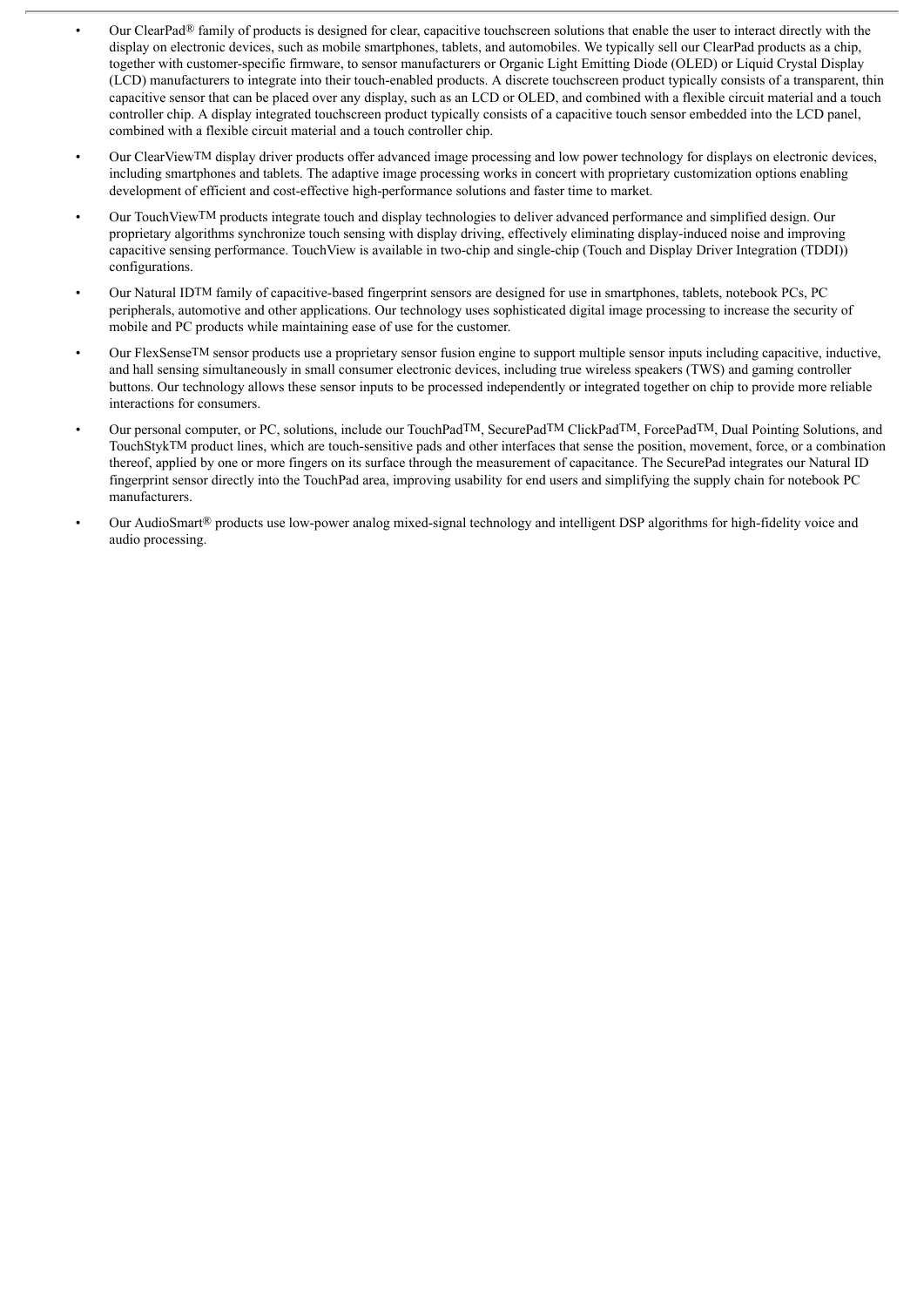- Our ClearPad® family of products is designed for clear, capacitive touchscreen solutions that enable the user to interact directly with the display on electronic devices, such as mobile smartphones, tablets, and automobiles. We typically sell our ClearPad products as a chip, together with customer-specific firmware, to sensor manufacturers or Organic Light Emitting Diode (OLED) or Liquid Crystal Display (LCD) manufacturers to integrate into their touch-enabled products. A discrete touchscreen product typically consists of a transparent, thin capacitive sensor that can be placed over any display, such as an LCD or OLED, and combined with a flexible circuit material and a touch controller chip. A display integrated touchscreen product typically consists of a capacitive touch sensor embedded into the LCD panel, combined with a flexible circuit material and a touch controller chip.
- Our ClearView™ display driver products offer advanced image processing and low power technology for displays on electronic devices, including smartphones and tablets. The adaptive image processing works in concert with proprietary customization options enabling development of efficient and cost-effective high-performance solutions and faster time to market.
- Our TouchView™ products integrate touch and display technologies to deliver advanced performance and simplified design. Our proprietary algorithms synchronize touch sensing with display driving, effectively eliminating display-induced noise and improving capacitive sensing performance. TouchView is available in two-chip and single-chip (Touch and Display Driver Integration (TDDI)) configurations.
- Our Natural ID™ family of capacitive-based fingerprint sensors are designed for use in smartphones, tablets, notebook PCs, PC peripherals, automotive and other applications. Our technology uses sophisticated digital image processing to increase the security of mobile and PC products while maintaining ease of use for the customer.
- Our FlexSense™ sensor products use a proprietary sensor fusion engine to support multiple sensor inputs including capacitive, inductive, and hall sensing simultaneously in small consumer electronic devices, including true wireless speakers (TWS) and gaming controller buttons. Our technology allows these sensor inputs to be processed independently or integrated together on chip to provide more reliable interactions for consumers.
- Our personal computer, or PC, solutions, include our TouchPad™, SecurePad™ ClickPad™, ForcePad™, Dual Pointing Solutions, and TouchStyk™ product lines, which are touch-sensitive pads and other interfaces that sense the position, movement, force, or a combination thereof, applied by one or more fingers on its surface through the measurement of capacitance. The SecurePad integrates our Natural ID fingerprint sensor directly into the TouchPad area, improving usability for end users and simplifying the supply chain for notebook PC manufacturers.
- Our AudioSmart® products use low-power analog mixed-signal technology and intelligent DSP algorithms for high-fidelity voice and audio processing.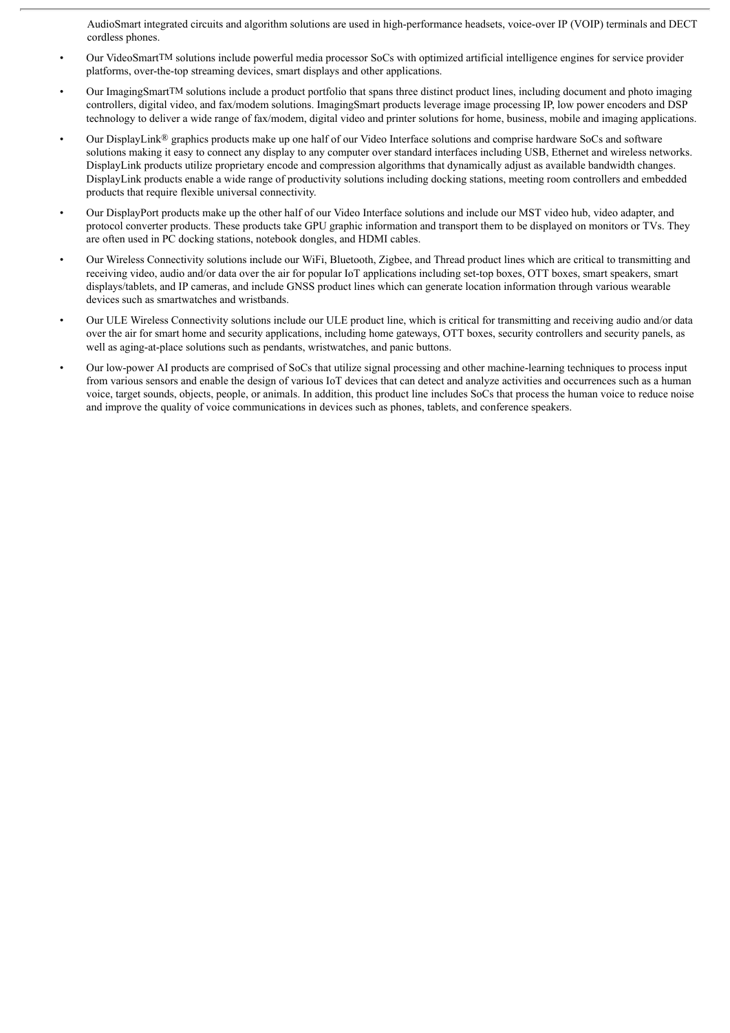AudioSmart integrated circuits and algorithm solutions are used in high-performance headsets, voice-over IP (VOIP) terminals and DECT cordless phones.

- Our VideoSmart™ solutions include powerful media processor SoCs with optimized artificial intelligence engines for service provider platforms, over-the-top streaming devices, smart displays and other applications.
- Our ImagingSmart™ solutions include a product portfolio that spans three distinct product lines, including document and photo imaging controllers, digital video, and fax/modem solutions. ImagingSmart products leverage image processing IP, low power encoders and DSP technology to deliver a wide range of fax/modem, digital video and printer solutions for home, business, mobile and imaging applications.
- Our DisplayLink® graphics products make up one half of our Video Interface solutions and comprise hardware SoCs and software solutions making it easy to connect any display to any computer over standard interfaces including USB, Ethernet and wireless networks. DisplayLink products utilize proprietary encode and compression algorithms that dynamically adjust as available bandwidth changes. DisplayLink products enable a wide range of productivity solutions including docking stations, meeting room controllers and embedded products that require flexible universal connectivity.
- Our DisplayPort products make up the other half of our Video Interface solutions and include our MST video hub, video adapter, and protocol converter products. These products take GPU graphic information and transport them to be displayed on monitors or TVs. They are often used in PC docking stations, notebook dongles, and HDMI cables.
- Our Wireless Connectivity solutions include our WiFi, Bluetooth, Zigbee, and Thread product lines which are critical to transmitting and receiving video, audio and/or data over the air for popular IoT applications including set-top boxes, OTT boxes, smart speakers, smart displays/tablets, and IP cameras, and include GNSS product lines which can generate location information through various wearable devices such as smartwatches and wristbands.
- Our ULE Wireless Connectivity solutions include our ULE product line, which is critical for transmitting and receiving audio and/or data over the air for smart home and security applications, including home gateways, OTT boxes, security controllers and security panels, as well as aging-at-place solutions such as pendants, wristwatches, and panic buttons.
- Our low-power AI products are comprised of SoCs that utilize signal processing and other machine-learning techniques to process input from various sensors and enable the design of various IoT devices that can detect and analyze activities and occurrences such as a human voice, target sounds, objects, people, or animals. In addition, this product line includes SoCs that process the human voice to reduce noise and improve the quality of voice communications in devices such as phones, tablets, and conference speakers.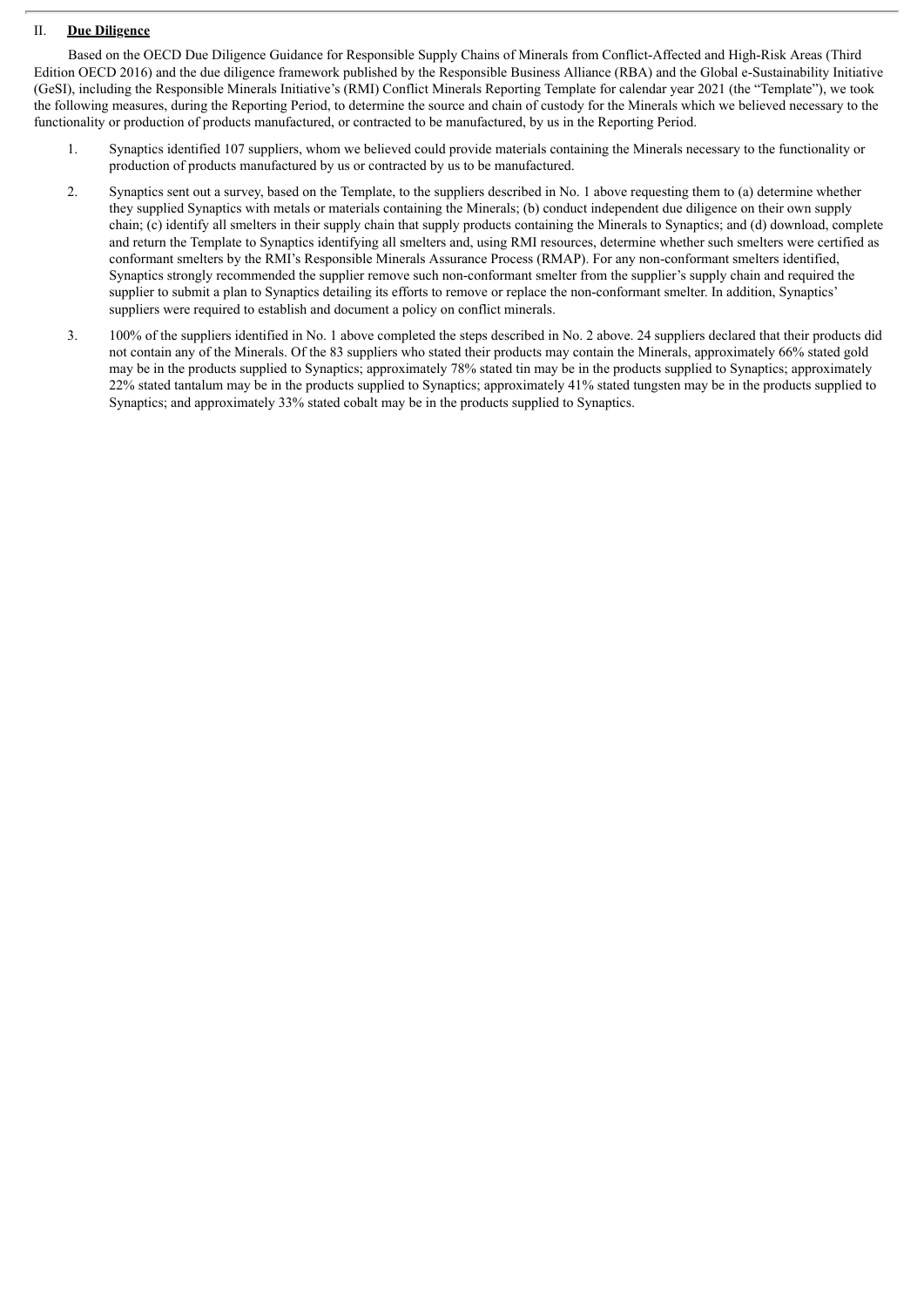## II. **Due Diligence**

Based on the OECD Due Diligence Guidance for Responsible Supply Chains of Minerals from Conflict-Affected and High-Risk Areas (Third Edition OECD 2016) and the due diligence framework published by the Responsible Business Alliance (RBA) and the Global e-Sustainability Initiative (GeSI), including the Responsible Minerals Initiative's (RMI) Conflict Minerals Reporting Template for calendar year 2021 (the "Template"), we took the following measures, during the Reporting Period, to determine the source and chain of custody for the Minerals which we believed necessary to the functionality or production of products manufactured, or contracted to be manufactured, by us in the Reporting Period.

1. Synaptics identified 107 suppliers, whom we believed could provide materials containing the Minerals necessary to the functionality or production of products manufactured by us or contracted by us to be manufactured.

2. Synaptics sent out a survey, based on the Template, to the suppliers described in No. 1 above requesting them to (a) determine whether they supplied Synaptics with metals or materials containing the Minerals; (b) conduct independent due diligence on their own supply chain; (c) identify all smelters in their supply chain that supply products containing the Minerals to Synaptics; and (d) download, complete and return the Template to Synaptics identifying all smelters and, using RMI resources, determine whether such smelters were certified as conformant smelters by the RMI's Responsible Minerals Assurance Process (RMAP). For any non-conformant smelters identified, Synaptics strongly recommended the supplier remove such non-conformant smelter from the supplier's supply chain and required the supplier to submit a plan to Synaptics detailing its efforts to remove or replace the non-conformant smelter. In addition, Synaptics' suppliers were required to establish and document a policy on conflict minerals.

3. 100% of the suppliers identified in No. 1 above completed the steps described in No. 2 above. 24 suppliers declared that their products did not contain any of the Minerals. Of the 83 suppliers who stated their products may contain the Minerals, approximately 66% stated gold may be in the products supplied to Synaptics; approximately 78% stated tin may be in the products supplied to Synaptics; approximately 22% stated tantalum may be in the products supplied to Synaptics; approximately 41% stated tungsten may be in the products supplied to Synaptics; and approximately 33% stated cobalt may be in the products supplied to Synaptics.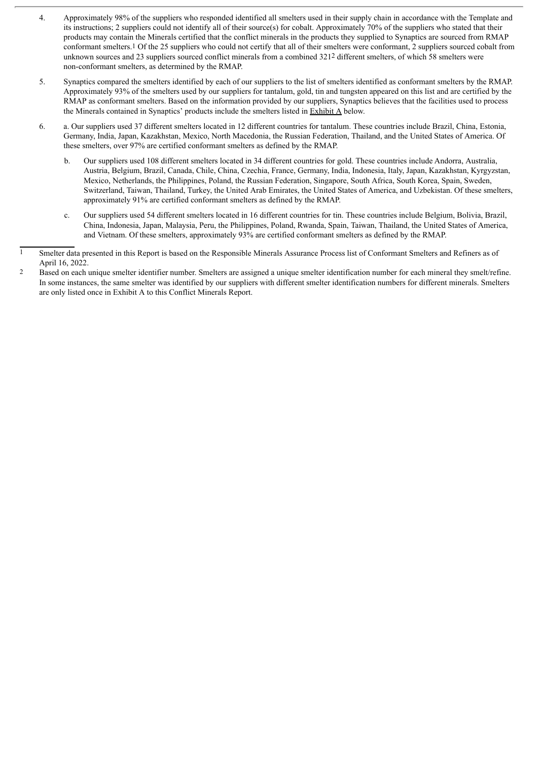4. Approximately 98% of the suppliers who responded identified all smelters used in their supply chain in accordance with the Template and its instructions; 2 suppliers could not identify all of their source(s) for cobalt. Approximately 70% of the suppliers who stated that their products may contain the Minerals certified that the conflict minerals in the products they supplied to Synaptics are sourced from RMAP conformant smelters.[1] Of the 25 suppliers who could not certify that all of their smelters were conformant, 2 suppliers sourced cobalt from unknown sources and 23 suppliers sourced conflict minerals from a combined 321[2] different smelters, of which 58 smelters were non-conformant smelters, as determined by the RMAP.

5. Synaptics compared the smelters identified by each of our suppliers to the list of smelters identified as conformant smelters by the RMAP. Approximately 93% of the smelters used by our suppliers for tantalum, gold, tin and tungsten appeared on this list and are certified by the RMAP as conformant smelters. Based on the information provided by our suppliers, Synaptics believes that the facilities used to process the Minerals contained in Synaptics' products include the smelters listed in Exhibit A below.

6. a. Our suppliers used 37 different smelters located in 12 different countries for tantalum. These countries include Brazil, China, Estonia, Germany, India, Japan, Kazakhstan, Mexico, North Macedonia, the Russian Federation, Thailand, and the United States of America. Of these smelters, over 97% are certified conformant smelters as defined by the RMAP.

   b. Our suppliers used 108 different smelters located in 34 different countries for gold. These countries include Andorra, Australia, Austria, Belgium, Brazil, Canada, Chile, China, Czechia, France, Germany, India, Indonesia, Italy, Japan, Kazakhstan, Kyrgyzstan, Mexico, Netherlands, the Philippines, Poland, the Russian Federation, Singapore, South Africa, South Korea, Spain, Sweden, Switzerland, Taiwan, Thailand, Turkey, the United Arab Emirates, the United States of America, and Uzbekistan. Of these smelters, approximately 91% are certified conformant smelters as defined by the RMAP.

   c. Our suppliers used 54 different smelters located in 16 different countries for tin. These countries include Belgium, Bolivia, Brazil, China, Indonesia, Japan, Malaysia, Peru, the Philippines, Poland, Rwanda, Spain, Taiwan, Thailand, the United States of America, and Vietnam. Of these smelters, approximately 93% are certified conformant smelters as defined by the RMAP.

---

[1] Smelter data presented in this Report is based on the Responsible Minerals Assurance Process list of Conformant Smelters and Refiners as of April 16, 2022.

[2] Based on each unique smelter identifier number. Smelters are assigned a unique smelter identification number for each mineral they smelt/refine. In some instances, the same smelter was identified by our suppliers with different smelter identification numbers for different minerals. Smelters are only listed once in Exhibit A to this Conflict Minerals Report.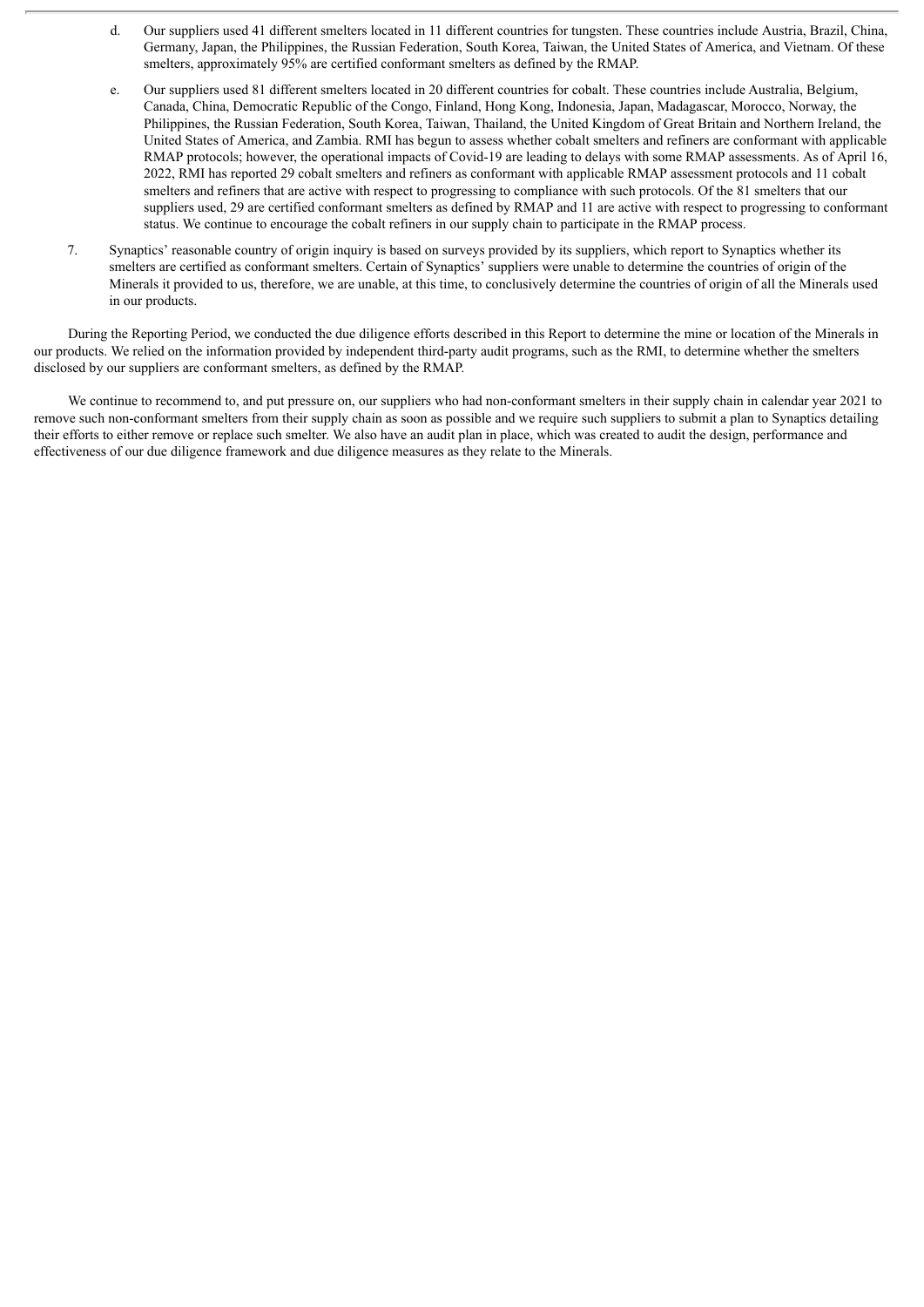d. Our suppliers used 41 different smelters located in 11 different countries for tungsten. These countries include Austria, Brazil, China, Germany, Japan, the Philippines, the Russian Federation, South Korea, Taiwan, the United States of America, and Vietnam. Of these smelters, approximately 95% are certified conformant smelters as defined by the RMAP.

e. Our suppliers used 81 different smelters located in 20 different countries for cobalt. These countries include Australia, Belgium, Canada, China, Democratic Republic of the Congo, Finland, Hong Kong, Indonesia, Japan, Madagascar, Morocco, Norway, the Philippines, the Russian Federation, South Korea, Taiwan, Thailand, the United Kingdom of Great Britain and Northern Ireland, the United States of America, and Zambia. RMI has begun to assess whether cobalt smelters and refiners are conformant with applicable RMAP protocols; however, the operational impacts of Covid-19 are leading to delays with some RMAP assessments. As of April 16, 2022, RMI has reported 29 cobalt smelters and refiners as conformant with applicable RMAP assessment protocols and 11 cobalt smelters and refiners that are active with respect to progressing to compliance with such protocols. Of the 81 smelters that our suppliers used, 29 are certified conformant smelters as defined by RMAP and 11 are active with respect to progressing to conformant status. We continue to encourage the cobalt refiners in our supply chain to participate in the RMAP process.

7. Synaptics' reasonable country of origin inquiry is based on surveys provided by its suppliers, which report to Synaptics whether its smelters are certified as conformant smelters. Certain of Synaptics' suppliers were unable to determine the countries of origin of the Minerals it provided to us, therefore, we are unable, at this time, to conclusively determine the countries of origin of all the Minerals used in our products.

During the Reporting Period, we conducted the due diligence efforts described in this Report to determine the mine or location of the Minerals in our products. We relied on the information provided by independent third-party audit programs, such as the RMI, to determine whether the smelters disclosed by our suppliers are conformant smelters, as defined by the RMAP.

We continue to recommend to, and put pressure on, our suppliers who had non-conformant smelters in their supply chain in calendar year 2021 to remove such non-conformant smelters from their supply chain as soon as possible and we require such suppliers to submit a plan to Synaptics detailing their efforts to either remove or replace such smelter. We also have an audit plan in place, which was created to audit the design, performance and effectiveness of our due diligence framework and due diligence measures as they relate to the Minerals.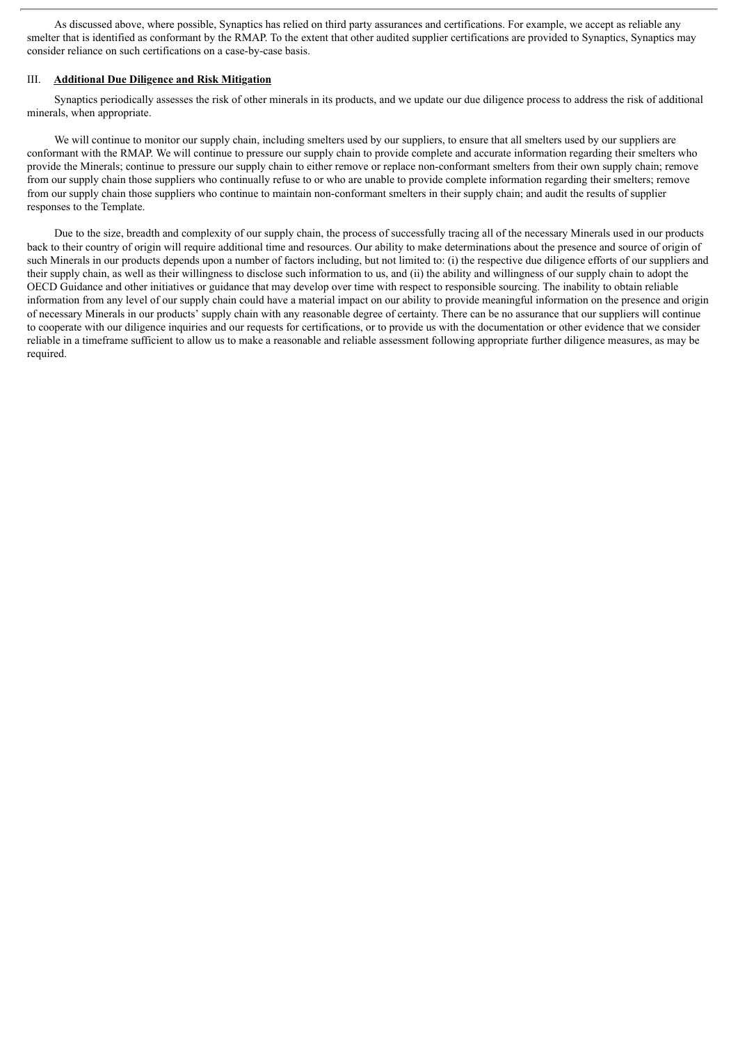As discussed above, where possible, Synaptics has relied on third party assurances and certifications. For example, we accept as reliable any smelter that is identified as conformant by the RMAP. To the extent that other audited supplier certifications are provided to Synaptics, Synaptics may consider reliance on such certifications on a case-by-case basis.

## III. **Additional Due Diligence and Risk Mitigation**

Synaptics periodically assesses the risk of other minerals in its products, and we update our due diligence process to address the risk of additional minerals, when appropriate.

We will continue to monitor our supply chain, including smelters used by our suppliers, to ensure that all smelters used by our suppliers are conformant with the RMAP. We will continue to pressure our supply chain to provide complete and accurate information regarding their smelters who provide the Minerals; continue to pressure our supply chain to either remove or replace non-conformant smelters from their own supply chain; remove from our supply chain those suppliers who continually refuse to or who are unable to provide complete information regarding their smelters; remove from our supply chain those suppliers who continue to maintain non-conformant smelters in their supply chain; and audit the results of supplier responses to the Template.

Due to the size, breadth and complexity of our supply chain, the process of successfully tracing all of the necessary Minerals used in our products back to their country of origin will require additional time and resources. Our ability to make determinations about the presence and source of origin of such Minerals in our products depends upon a number of factors including, but not limited to: (i) the respective due diligence efforts of our suppliers and their supply chain, as well as their willingness to disclose such information to us, and (ii) the ability and willingness of our supply chain to adopt the OECD Guidance and other initiatives or guidance that may develop over time with respect to responsible sourcing. The inability to obtain reliable information from any level of our supply chain could have a material impact on our ability to provide meaningful information on the presence and origin of necessary Minerals in our products' supply chain with any reasonable degree of certainty. There can be no assurance that our suppliers will continue to cooperate with our diligence inquiries and our requests for certifications, or to provide us with the documentation or other evidence that we consider reliable in a timeframe sufficient to allow us to make a reasonable and reliable assessment following appropriate further diligence measures, as may be required.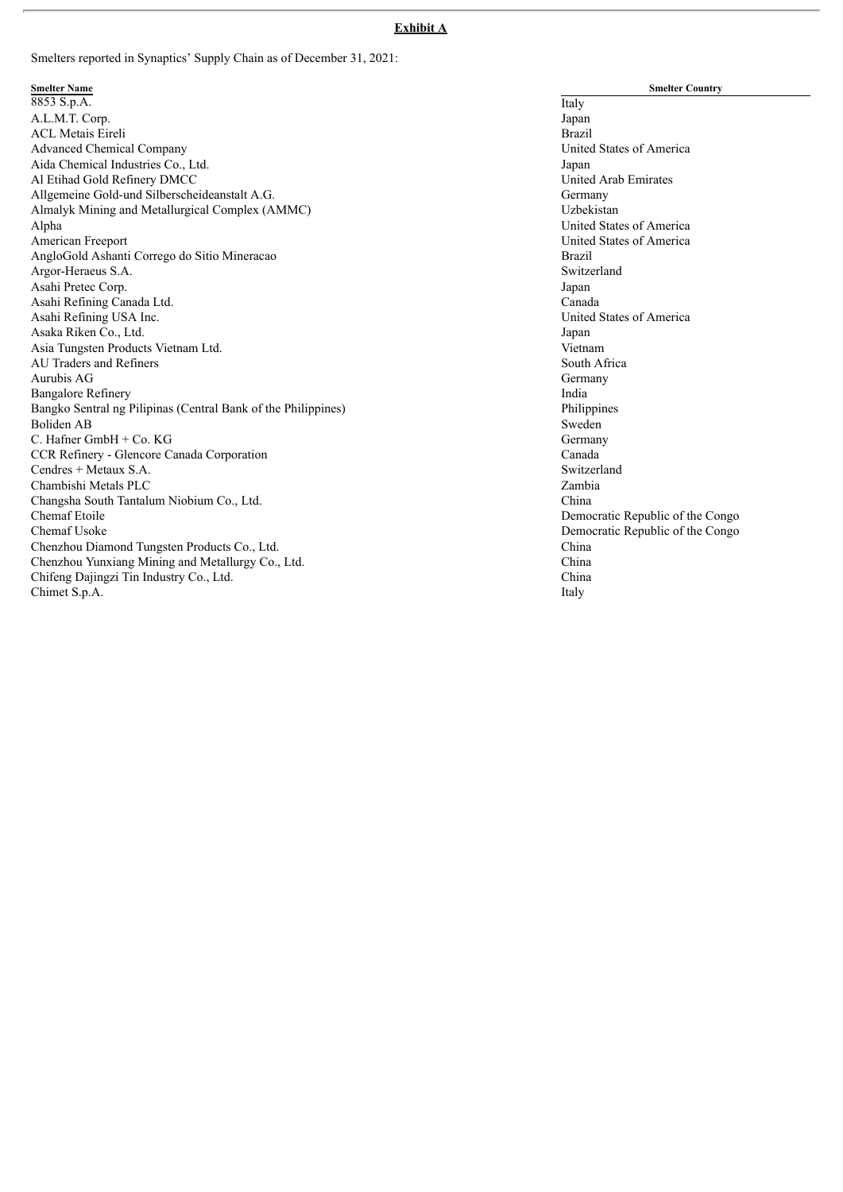**Exhibit A**

Smelters reported in Synaptics' Supply Chain as of December 31, 2021:

| Smelter Name | Smelter Country |
|---|---|
| 8853 S.p.A. | Italy |
| A.L.M.T. Corp. | Japan |
| ACL Metais Eireli | Brazil |
| Advanced Chemical Company | United States of America |
| Aida Chemical Industries Co., Ltd. | Japan |
| Al Etihad Gold Refinery DMCC | United Arab Emirates |
| Allgemeine Gold-und Silberscheideanstalt A.G. | Germany |
| Almalyk Mining and Metallurgical Complex (AMMC) | Uzbekistan |
| Alpha | United States of America |
| American Freeport | United States of America |
| AngloGold Ashanti Corrego do Sitio Mineracao | Brazil |
| Argor-Heraeus S.A. | Switzerland |
| Asahi Pretec Corp. | Japan |
| Asahi Refining Canada Ltd. | Canada |
| Asahi Refining USA Inc. | United States of America |
| Asaka Riken Co., Ltd. | Japan |
| Asia Tungsten Products Vietnam Ltd. | Vietnam |
| AU Traders and Refiners | South Africa |
| Aurubis AG | Germany |
| Bangalore Refinery | India |
| Bangko Sentral ng Pilipinas (Central Bank of the Philippines) | Philippines |
| Boliden AB | Sweden |
| C. Hafner GmbH + Co. KG | Germany |
| CCR Refinery - Glencore Canada Corporation | Canada |
| Cendres + Metaux S.A. | Switzerland |
| Chambishi Metals PLC | Zambia |
| Changsha South Tantalum Niobium Co., Ltd. | China |
| Chemaf Etoile | Democratic Republic of the Congo |
| Chemaf Usoke | Democratic Republic of the Congo |
| Chenzhou Diamond Tungsten Products Co., Ltd. | China |
| Chenzhou Yunxiang Mining and Metallurgy Co., Ltd. | China |
| Chifeng Dajingzi Tin Industry Co., Ltd. | China |
| Chimet S.p.A. | Italy |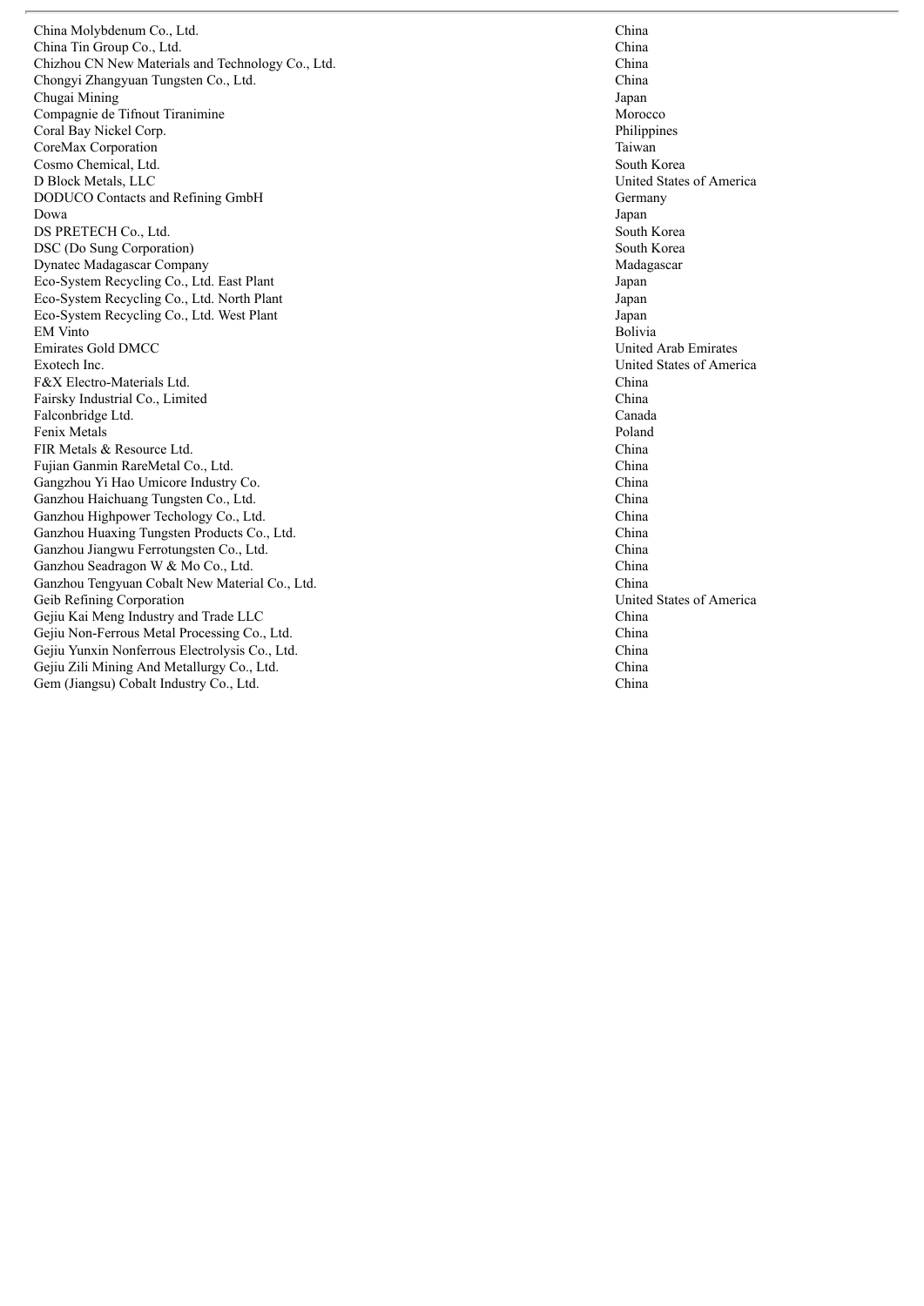| | |
|---|---|
| China Molybdenum Co., Ltd. | China |
| China Tin Group Co., Ltd. | China |
| Chizhou CN New Materials and Technology Co., Ltd. | China |
| Chongyi Zhangyuan Tungsten Co., Ltd. | China |
| Chugai Mining | Japan |
| Compagnie de Tifnout Tiranimine | Morocco |
| Coral Bay Nickel Corp. | Philippines |
| CoreMax Corporation | Taiwan |
| Cosmo Chemical, Ltd. | South Korea |
| D Block Metals, LLC | United States of America |
| DODUCO Contacts and Refining GmbH | Germany |
| Dowa | Japan |
| DS PRETECH Co., Ltd. | South Korea |
| DSC (Do Sung Corporation) | South Korea |
| Dynatec Madagascar Company | Madagascar |
| Eco-System Recycling Co., Ltd. East Plant | Japan |
| Eco-System Recycling Co., Ltd. North Plant | Japan |
| Eco-System Recycling Co., Ltd. West Plant | Japan |
| EM Vinto | Bolivia |
| Emirates Gold DMCC | United Arab Emirates |
| Exotech Inc. | United States of America |
| F&X Electro-Materials Ltd. | China |
| Fairsky Industrial Co., Limited | China |
| Falconbridge Ltd. | Canada |
| Fenix Metals | Poland |
| FIR Metals & Resource Ltd. | China |
| Fujian Ganmin RareMetal Co., Ltd. | China |
| Gangzhou Yi Hao Umicore Industry Co. | China |
| Ganzhou Haichuang Tungsten Co., Ltd. | China |
| Ganzhou Highpower Techology Co., Ltd. | China |
| Ganzhou Huaxing Tungsten Products Co., Ltd. | China |
| Ganzhou Jiangwu Ferrotungsten Co., Ltd. | China |
| Ganzhou Seadragon W & Mo Co., Ltd. | China |
| Ganzhou Tengyuan Cobalt New Material Co., Ltd. | China |
| Geib Refining Corporation | United States of America |
| Gejiu Kai Meng Industry and Trade LLC | China |
| Gejiu Non-Ferrous Metal Processing Co., Ltd. | China |
| Gejiu Yunxin Nonferrous Electrolysis Co., Ltd. | China |
| Gejiu Zili Mining And Metallurgy Co., Ltd. | China |
| Gem (Jiangsu) Cobalt Industry Co., Ltd. | China |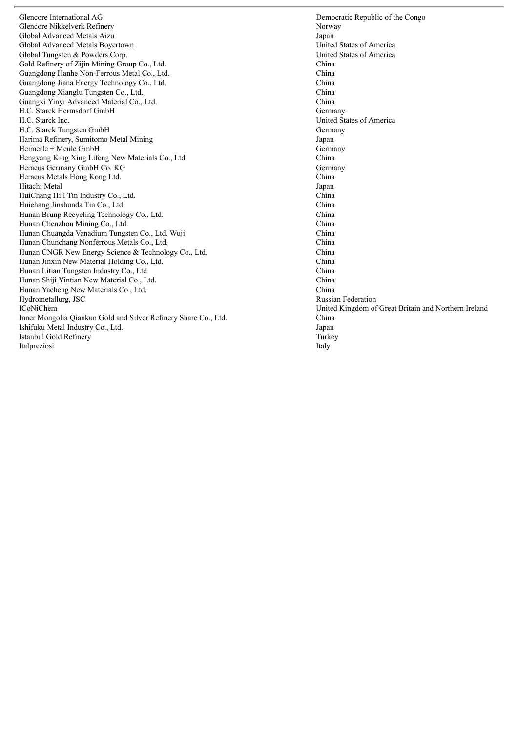| | |
|---|---|
| Glencore International AG | Democratic Republic of the Congo |
| Glencore Nikkelverk Refinery | Norway |
| Global Advanced Metals Aizu | Japan |
| Global Advanced Metals Boyertown | United States of America |
| Global Tungsten & Powders Corp. | United States of America |
| Gold Refinery of Zijin Mining Group Co., Ltd. | China |
| Guangdong Hanhe Non-Ferrous Metal Co., Ltd. | China |
| Guangdong Jiana Energy Technology Co., Ltd. | China |
| Guangdong Xianglu Tungsten Co., Ltd. | China |
| Guangxi Yinyi Advanced Material Co., Ltd. | China |
| H.C. Starck Hermsdorf GmbH | Germany |
| H.C. Starck Inc. | United States of America |
| H.C. Starck Tungsten GmbH | Germany |
| Harima Refinery, Sumitomo Metal Mining | Japan |
| Heimerle + Meule GmbH | Germany |
| Hengyang King Xing Lifeng New Materials Co., Ltd. | China |
| Heraeus Germany GmbH Co. KG | Germany |
| Heraeus Metals Hong Kong Ltd. | China |
| Hitachi Metal | Japan |
| HuiChang Hill Tin Industry Co., Ltd. | China |
| Huichang Jinshunda Tin Co., Ltd. | China |
| Hunan Brunp Recycling Technology Co., Ltd. | China |
| Hunan Chenzhou Mining Co., Ltd. | China |
| Hunan Chuangda Vanadium Tungsten Co., Ltd. Wuji | China |
| Hunan Chunchang Nonferrous Metals Co., Ltd. | China |
| Hunan CNGR New Energy Science & Technology Co., Ltd. | China |
| Hunan Jinxin New Material Holding Co., Ltd. | China |
| Hunan Litian Tungsten Industry Co., Ltd. | China |
| Hunan Shiji Yintian New Material Co., Ltd. | China |
| Hunan Yacheng New Materials Co., Ltd. | China |
| Hydrometallurg, JSC | Russian Federation |
| ICoNiChem | United Kingdom of Great Britain and Northern Ireland |
| Inner Mongolia Qiankun Gold and Silver Refinery Share Co., Ltd. | China |
| Ishifuku Metal Industry Co., Ltd. | Japan |
| Istanbul Gold Refinery | Turkey |
| Italpreziosi | Italy |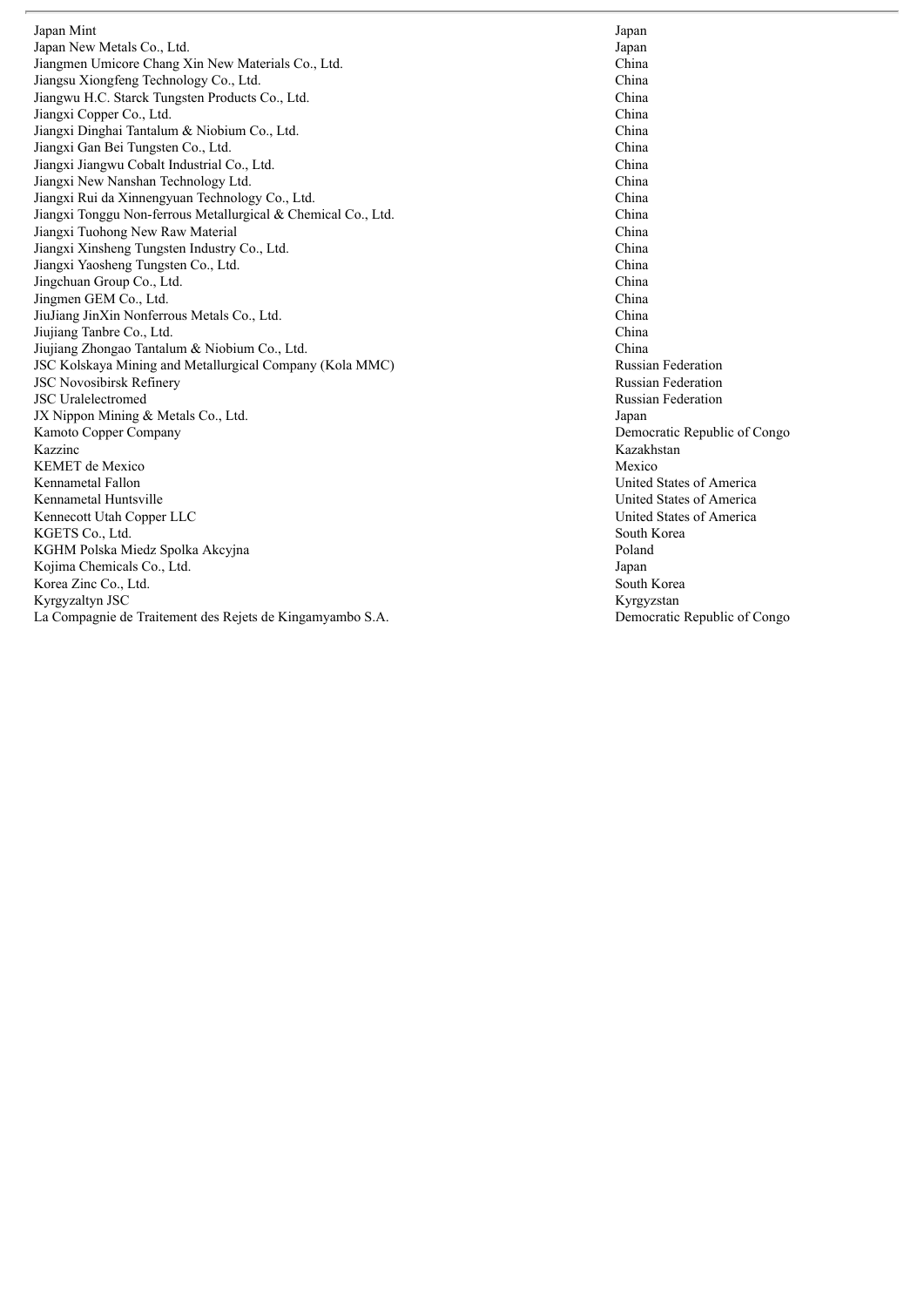| | |
|---|---|
| Japan Mint | Japan |
| Japan New Metals Co., Ltd. | Japan |
| Jiangmen Umicore Chang Xin New Materials Co., Ltd. | China |
| Jiangsu Xiongfeng Technology Co., Ltd. | China |
| Jiangwu H.C. Starck Tungsten Products Co., Ltd. | China |
| Jiangxi Copper Co., Ltd. | China |
| Jiangxi Dinghai Tantalum & Niobium Co., Ltd. | China |
| Jiangxi Gan Bei Tungsten Co., Ltd. | China |
| Jiangxi Jiangwu Cobalt Industrial Co., Ltd. | China |
| Jiangxi New Nanshan Technology Ltd. | China |
| Jiangxi Rui da Xinnengyuan Technology Co., Ltd. | China |
| Jiangxi Tonggu Non-ferrous Metallurgical & Chemical Co., Ltd. | China |
| Jiangxi Tuohong New Raw Material | China |
| Jiangxi Xinsheng Tungsten Industry Co., Ltd. | China |
| Jiangxi Yaosheng Tungsten Co., Ltd. | China |
| Jingchuan Group Co., Ltd. | China |
| Jingmen GEM Co., Ltd. | China |
| JiuJiang JinXin Nonferrous Metals Co., Ltd. | China |
| Jiujiang Tanbre Co., Ltd. | China |
| Jiujiang Zhongao Tantalum & Niobium Co., Ltd. | China |
| JSC Kolskaya Mining and Metallurgical Company (Kola MMC) | Russian Federation |
| JSC Novosibirsk Refinery | Russian Federation |
| JSC Uralelectromed | Russian Federation |
| JX Nippon Mining & Metals Co., Ltd. | Japan |
| Kamoto Copper Company | Democratic Republic of Congo |
| Kazzinc | Kazakhstan |
| KEMET de Mexico | Mexico |
| Kennametal Fallon | United States of America |
| Kennametal Huntsville | United States of America |
| Kennecott Utah Copper LLC | United States of America |
| KGETS Co., Ltd. | South Korea |
| KGHM Polska Miedz Spolka Akcyjna | Poland |
| Kojima Chemicals Co., Ltd. | Japan |
| Korea Zinc Co., Ltd. | South Korea |
| Kyrgyzaltyn JSC | Kyrgyzstan |
| La Compagnie de Traitement des Rejets de Kingamyambo S.A. | Democratic Republic of Congo |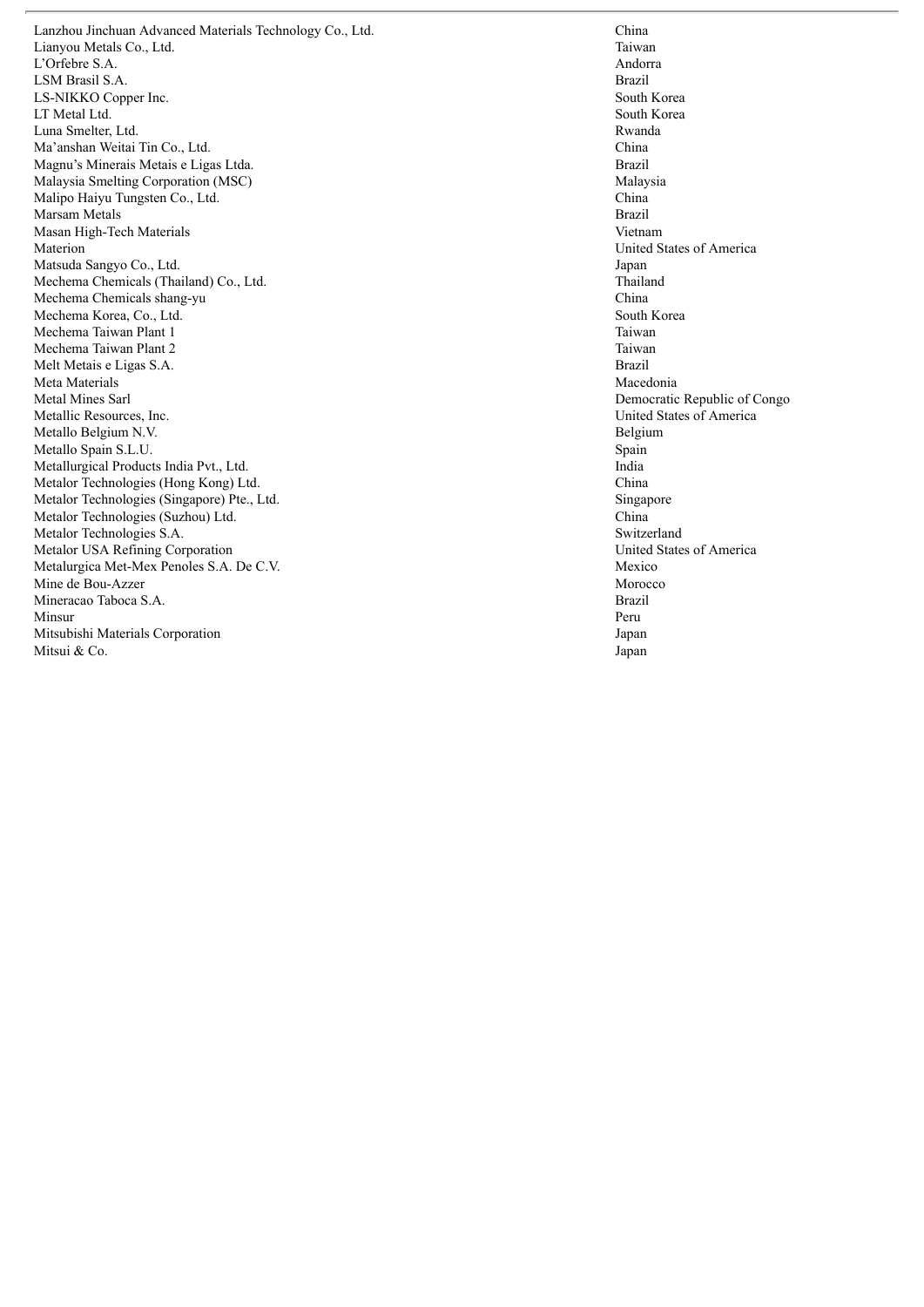| | |
|---|---|
| Lanzhou Jinchuan Advanced Materials Technology Co., Ltd. | China |
| Lianyou Metals Co., Ltd. | Taiwan |
| L’Orfebre S.A. | Andorra |
| LSM Brasil S.A. | Brazil |
| LS-NIKKO Copper Inc. | South Korea |
| LT Metal Ltd. | South Korea |
| Luna Smelter, Ltd. | Rwanda |
| Ma’anshan Weitai Tin Co., Ltd. | China |
| Magnu’s Minerais Metais e Ligas Ltda. | Brazil |
| Malaysia Smelting Corporation (MSC) | Malaysia |
| Malipo Haiyu Tungsten Co., Ltd. | China |
| Marsam Metals | Brazil |
| Masan High-Tech Materials | Vietnam |
| Materion | United States of America |
| Matsuda Sangyo Co., Ltd. | Japan |
| Mechema Chemicals (Thailand) Co., Ltd. | Thailand |
| Mechema Chemicals shang-yu | China |
| Mechema Korea, Co., Ltd. | South Korea |
| Mechema Taiwan Plant 1 | Taiwan |
| Mechema Taiwan Plant 2 | Taiwan |
| Melt Metais e Ligas S.A. | Brazil |
| Meta Materials | Macedonia |
| Metal Mines Sarl | Democratic Republic of Congo |
| Metallic Resources, Inc. | United States of America |
| Metallo Belgium N.V. | Belgium |
| Metallo Spain S.L.U. | Spain |
| Metallurgical Products India Pvt., Ltd. | India |
| Metalor Technologies (Hong Kong) Ltd. | China |
| Metalor Technologies (Singapore) Pte., Ltd. | Singapore |
| Metalor Technologies (Suzhou) Ltd. | China |
| Metalor Technologies S.A. | Switzerland |
| Metalor USA Refining Corporation | United States of America |
| Metalurgica Met-Mex Penoles S.A. De C.V. | Mexico |
| Mine de Bou-Azzer | Morocco |
| Mineracao Taboca S.A. | Brazil |
| Minsur | Peru |
| Mitsubishi Materials Corporation | Japan |
| Mitsui & Co. | Japan |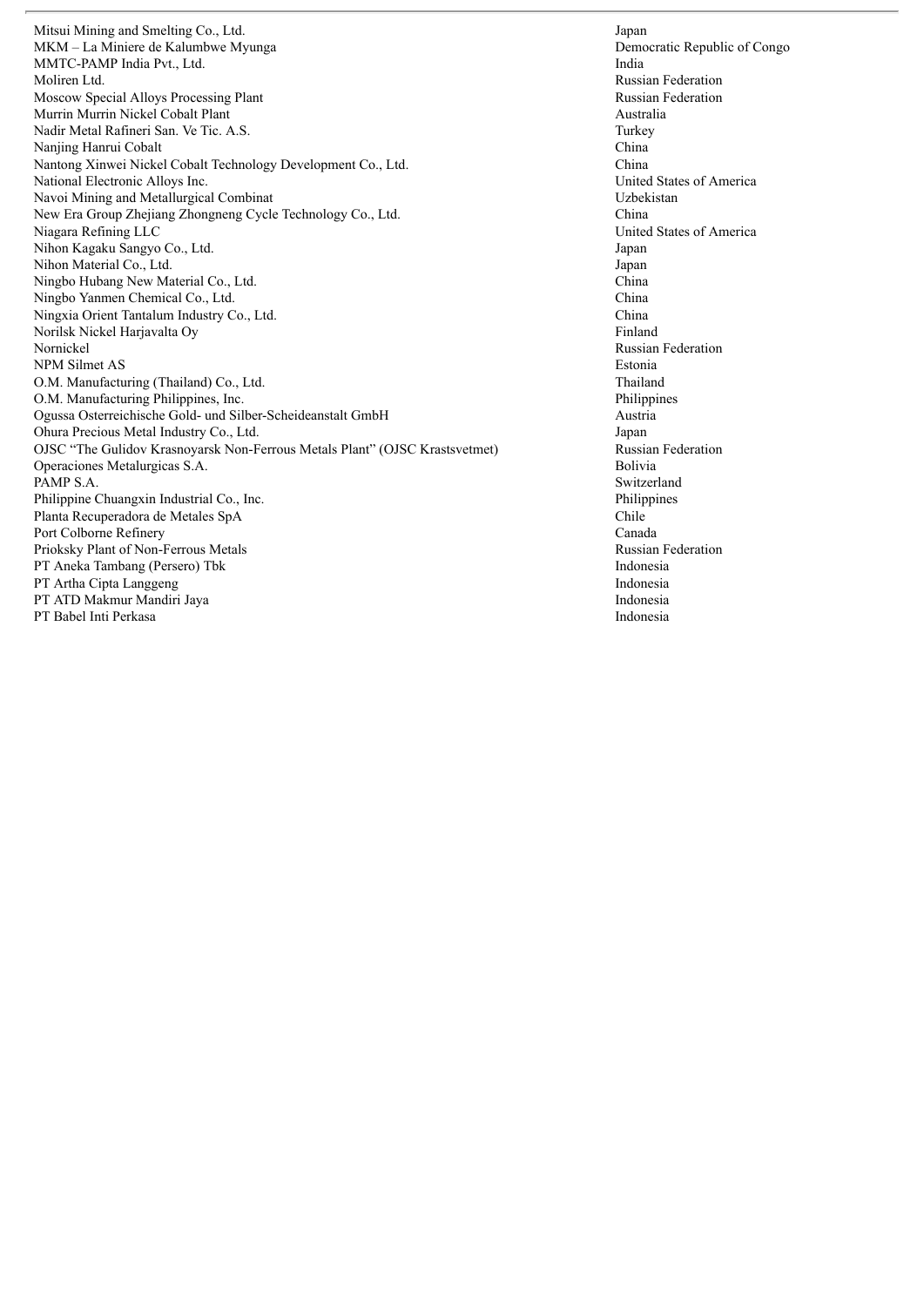| | |
|---|---|
| Mitsui Mining and Smelting Co., Ltd. | Japan |
| MKM – La Miniere de Kalumbwe Myunga | Democratic Republic of Congo |
| MMTC-PAMP India Pvt., Ltd. | India |
| Moliren Ltd. | Russian Federation |
| Moscow Special Alloys Processing Plant | Russian Federation |
| Murrin Murrin Nickel Cobalt Plant | Australia |
| Nadir Metal Rafineri San. Ve Tic. A.S. | Turkey |
| Nanjing Hanrui Cobalt | China |
| Nantong Xinwei Nickel Cobalt Technology Development Co., Ltd. | China |
| National Electronic Alloys Inc. | United States of America |
| Navoi Mining and Metallurgical Combinat | Uzbekistan |
| New Era Group Zhejiang Zhongneng Cycle Technology Co., Ltd. | China |
| Niagara Refining LLC | United States of America |
| Nihon Kagaku Sangyo Co., Ltd. | Japan |
| Nihon Material Co., Ltd. | Japan |
| Ningbo Hubang New Material Co., Ltd. | China |
| Ningbo Yanmen Chemical Co., Ltd. | China |
| Ningxia Orient Tantalum Industry Co., Ltd. | China |
| Norilsk Nickel Harjavalta Oy | Finland |
| Nornickel | Russian Federation |
| NPM Silmet AS | Estonia |
| O.M. Manufacturing (Thailand) Co., Ltd. | Thailand |
| O.M. Manufacturing Philippines, Inc. | Philippines |
| Ogussa Osterreichische Gold- und Silber-Scheideanstalt GmbH | Austria |
| Ohura Precious Metal Industry Co., Ltd. | Japan |
| OJSC "The Gulidov Krasnoyarsk Non-Ferrous Metals Plant" (OJSC Krastsvetmet) | Russian Federation |
| Operaciones Metalurgicas S.A. | Bolivia |
| PAMP S.A. | Switzerland |
| Philippine Chuangxin Industrial Co., Inc. | Philippines |
| Planta Recuperadora de Metales SpA | Chile |
| Port Colborne Refinery | Canada |
| Prioksky Plant of Non-Ferrous Metals | Russian Federation |
| PT Aneka Tambang (Persero) Tbk | Indonesia |
| PT Artha Cipta Langgeng | Indonesia |
| PT ATD Makmur Mandiri Jaya | Indonesia |
| PT Babel Inti Perkasa | Indonesia |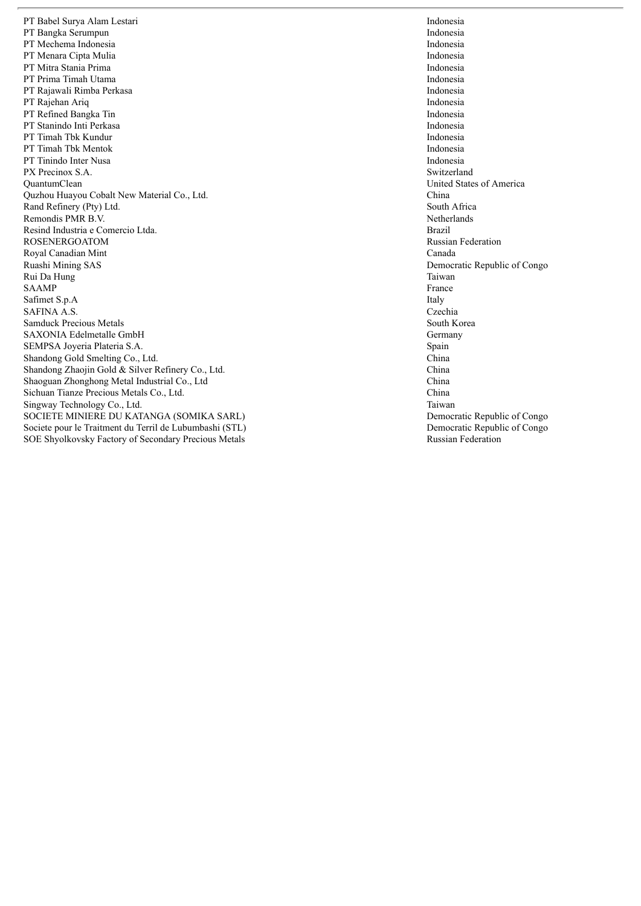| | |
|---|---|
| PT Babel Surya Alam Lestari | Indonesia |
| PT Bangka Serumpun | Indonesia |
| PT Mechema Indonesia | Indonesia |
| PT Menara Cipta Mulia | Indonesia |
| PT Mitra Stania Prima | Indonesia |
| PT Prima Timah Utama | Indonesia |
| PT Rajawali Rimba Perkasa | Indonesia |
| PT Rajehan Ariq | Indonesia |
| PT Refined Bangka Tin | Indonesia |
| PT Stanindo Inti Perkasa | Indonesia |
| PT Timah Tbk Kundur | Indonesia |
| PT Timah Tbk Mentok | Indonesia |
| PT Tinindo Inter Nusa | Indonesia |
| PX Precinox S.A. | Switzerland |
| QuantumClean | United States of America |
| Quzhou Huayou Cobalt New Material Co., Ltd. | China |
| Rand Refinery (Pty) Ltd. | South Africa |
| Remondis PMR B.V. | Netherlands |
| Resind Industria e Comercio Ltda. | Brazil |
| ROSENERGOATOM | Russian Federation |
| Royal Canadian Mint | Canada |
| Ruashi Mining SAS | Democratic Republic of Congo |
| Rui Da Hung | Taiwan |
| SAAMP | France |
| Safimet S.p.A | Italy |
| SAFINA A.S. | Czechia |
| Samduck Precious Metals | South Korea |
| SAXONIA Edelmetalle GmbH | Germany |
| SEMPSA Joyeria Plateria S.A. | Spain |
| Shandong Gold Smelting Co., Ltd. | China |
| Shandong Zhaojin Gold & Silver Refinery Co., Ltd. | China |
| Shaoguan Zhonghong Metal Industrial Co., Ltd | China |
| Sichuan Tianze Precious Metals Co., Ltd. | China |
| Singway Technology Co., Ltd. | Taiwan |
| SOCIETE MINIERE DU KATANGA (SOMIKA SARL) | Democratic Republic of Congo |
| Societe pour le Traitment du Terril de Lubumbashi (STL) | Democratic Republic of Congo |
| SOE Shyolkovsky Factory of Secondary Precious Metals | Russian Federation |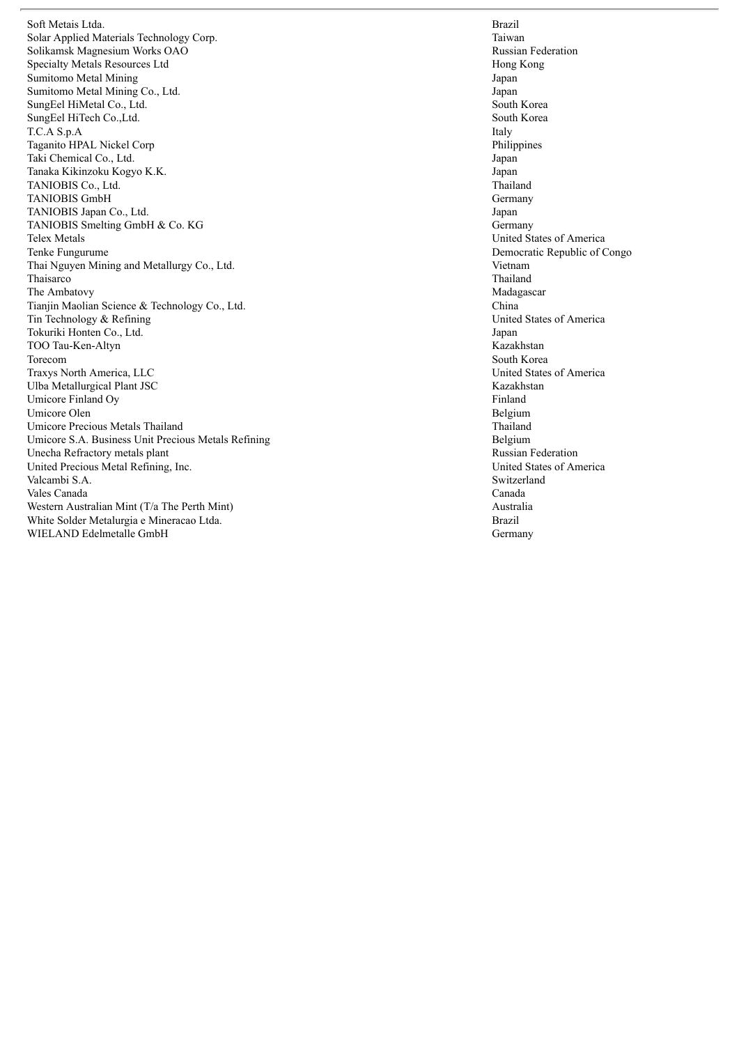| | |
|---|---|
| Soft Metais Ltda. | Brazil |
| Solar Applied Materials Technology Corp. | Taiwan |
| Solikamsk Magnesium Works OAO | Russian Federation |
| Specialty Metals Resources Ltd | Hong Kong |
| Sumitomo Metal Mining | Japan |
| Sumitomo Metal Mining Co., Ltd. | Japan |
| SungEel HiMetal Co., Ltd. | South Korea |
| SungEel HiTech Co.,Ltd. | South Korea |
| T.C.A S.p.A | Italy |
| Taganito HPAL Nickel Corp | Philippines |
| Taki Chemical Co., Ltd. | Japan |
| Tanaka Kikinzoku Kogyo K.K. | Japan |
| TANIOBIS Co., Ltd. | Thailand |
| TANIOBIS GmbH | Germany |
| TANIOBIS Japan Co., Ltd. | Japan |
| TANIOBIS Smelting GmbH & Co. KG | Germany |
| Telex Metals | United States of America |
| Tenke Fungurume | Democratic Republic of Congo |
| Thai Nguyen Mining and Metallurgy Co., Ltd. | Vietnam |
| Thaisarco | Thailand |
| The Ambatovy | Madagascar |
| Tianjin Maolian Science & Technology Co., Ltd. | China |
| Tin Technology & Refining | United States of America |
| Tokuriki Honten Co., Ltd. | Japan |
| TOO Tau-Ken-Altyn | Kazakhstan |
| Torecom | South Korea |
| Traxys North America, LLC | United States of America |
| Ulba Metallurgical Plant JSC | Kazakhstan |
| Umicore Finland Oy | Finland |
| Umicore Olen | Belgium |
| Umicore Precious Metals Thailand | Thailand |
| Umicore S.A. Business Unit Precious Metals Refining | Belgium |
| Unecha Refractory metals plant | Russian Federation |
| United Precious Metal Refining, Inc. | United States of America |
| Valcambi S.A. | Switzerland |
| Vales Canada | Canada |
| Western Australian Mint (T/a The Perth Mint) | Australia |
| White Solder Metalurgia e Mineracao Ltda. | Brazil |
| WIELAND Edelmetalle GmbH | Germany |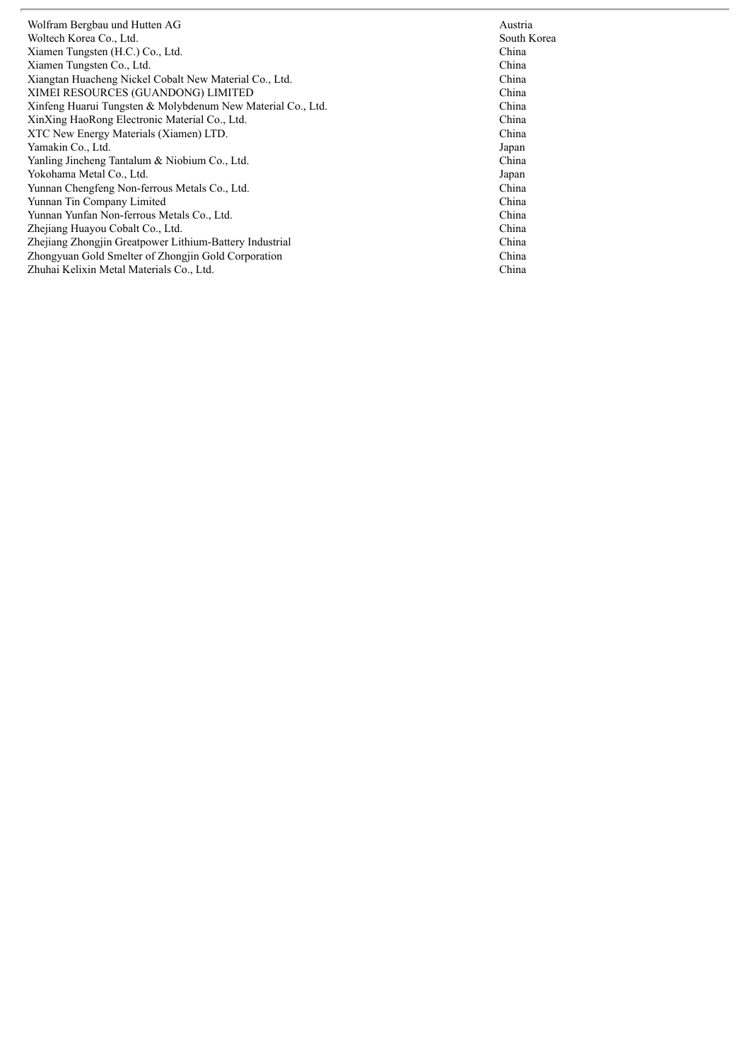| | |
|---|---|
| Wolfram Bergbau und Hutten AG | Austria |
| Woltech Korea Co., Ltd. | South Korea |
| Xiamen Tungsten (H.C.) Co., Ltd. | China |
| Xiamen Tungsten Co., Ltd. | China |
| Xiangtan Huacheng Nickel Cobalt New Material Co., Ltd. | China |
| XIMEI RESOURCES (GUANDONG) LIMITED | China |
| Xinfeng Huarui Tungsten & Molybdenum New Material Co., Ltd. | China |
| XinXing HaoRong Electronic Material Co., Ltd. | China |
| XTC New Energy Materials (Xiamen) LTD. | China |
| Yamakin Co., Ltd. | Japan |
| Yanling Jincheng Tantalum & Niobium Co., Ltd. | China |
| Yokohama Metal Co., Ltd. | Japan |
| Yunnan Chengfeng Non-ferrous Metals Co., Ltd. | China |
| Yunnan Tin Company Limited | China |
| Yunnan Yunfan Non-ferrous Metals Co., Ltd. | China |
| Zhejiang Huayou Cobalt Co., Ltd. | China |
| Zhejiang Zhongjin Greatpower Lithium-Battery Industrial | China |
| Zhongyuan Gold Smelter of Zhongjin Gold Corporation | China |
| Zhuhai Kelixin Metal Materials Co., Ltd. | China |